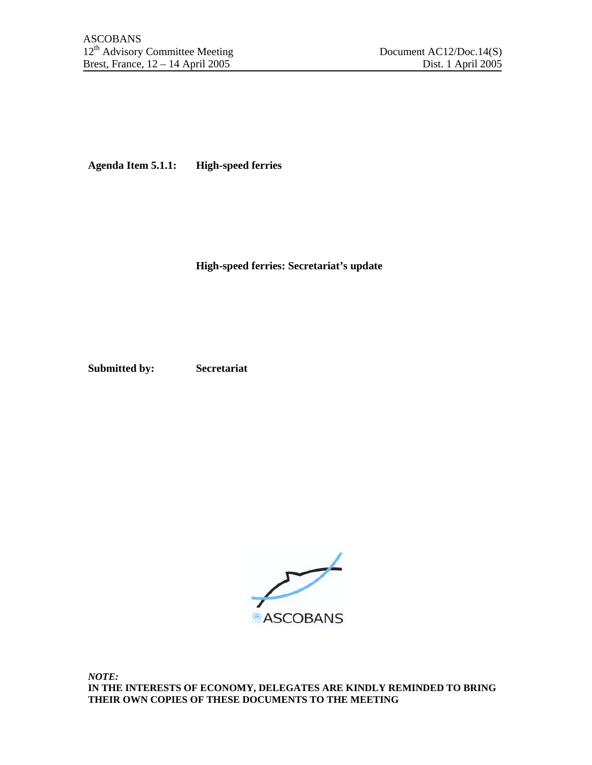ASCOBANS
12th Advisory Committee Meeting
Brest, France, 12 – 14 April 2005

Document AC12/Doc.14(S)
Dist. 1 April 2005

**Agenda Item 5.1.1:** **High-speed ferries**

**High-speed ferries: Secretariat's update**

**Submitted by:** **Secretariat**

ASCOBANS

***NOTE:***
**IN THE INTERESTS OF ECONOMY, DELEGATES ARE KINDLY REMINDED TO BRING THEIR OWN COPIES OF THESE DOCUMENTS TO THE MEETING**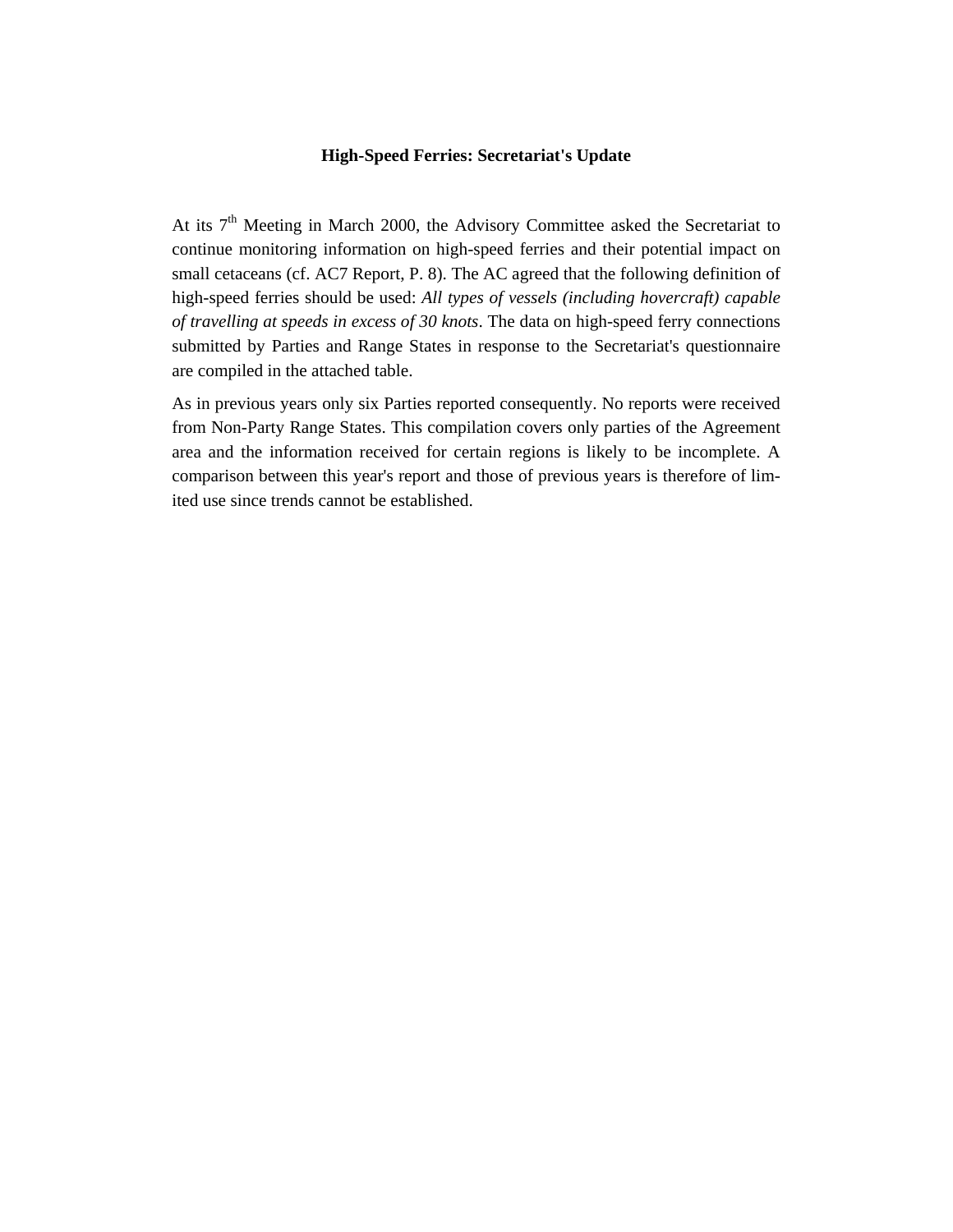# High-Speed Ferries: Secretariat's Update

At its 7th Meeting in March 2000, the Advisory Committee asked the Secretariat to continue monitoring information on high-speed ferries and their potential impact on small cetaceans (cf. AC7 Report, P. 8). The AC agreed that the following definition of high-speed ferries should be used: *All types of vessels (including hovercraft) capable of travelling at speeds in excess of 30 knots*. The data on high-speed ferry connections submitted by Parties and Range States in response to the Secretariat's questionnaire are compiled in the attached table.

As in previous years only six Parties reported consequently. No reports were received from Non-Party Range States. This compilation covers only parties of the Agreement area and the information received for certain regions is likely to be incomplete. A comparison between this year's report and those of previous years is therefore of limited use since trends cannot be established.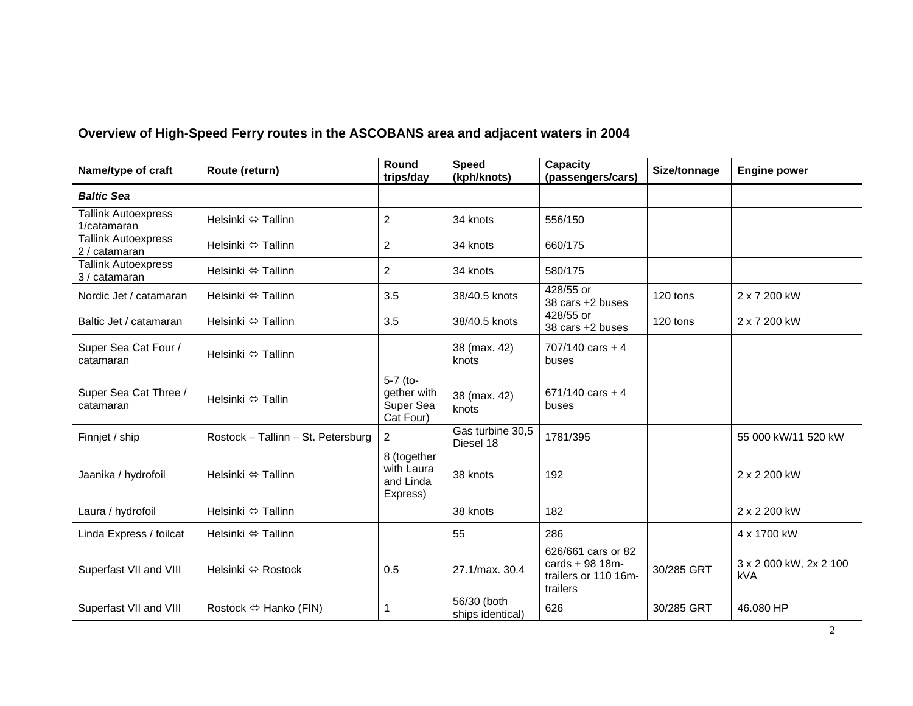**Overview of High-Speed Ferry routes in the ASCOBANS area and adjacent waters in 2004**

| Name/type of craft | Route (return) | Round trips/day | Speed (kph/knots) | Capacity (passengers/cars) | Size/tonnage | Engine power |
|---|---|---|---|---|---|---|
| ***Baltic Sea*** | | | | | | |
| Tallink Autoexpress 1/catamaran | Helsinki ⇔ Tallinn | 2 | 34 knots | 556/150 | | |
| Tallink Autoexpress 2 / catamaran | Helsinki ⇔ Tallinn | 2 | 34 knots | 660/175 | | |
| Tallink Autoexpress 3 / catamaran | Helsinki ⇔ Tallinn | 2 | 34 knots | 580/175 | | |
| Nordic Jet / catamaran | Helsinki ⇔ Tallinn | 3.5 | 38/40.5 knots | 428/55 or 38 cars +2 buses | 120 tons | 2 x 7 200 kW |
| Baltic Jet / catamaran | Helsinki ⇔ Tallinn | 3.5 | 38/40.5 knots | 428/55 or 38 cars +2 buses | 120 tons | 2 x 7 200 kW |
| Super Sea Cat Four / catamaran | Helsinki ⇔ Tallinn | | 38 (max. 42) knots | 707/140 cars + 4 buses | | |
| Super Sea Cat Three / catamaran | Helsinki ⇔ Tallin | 5-7 (together with Super Sea Cat Four) | 38 (max. 42) knots | 671/140 cars + 4 buses | | |
| Finnjet / ship | Rostock – Tallinn – St. Petersburg | 2 | Gas turbine 30,5 Diesel 18 | 1781/395 | | 55 000 kW/11 520 kW |
| Jaanika / hydrofoil | Helsinki ⇔ Tallinn | 8 (together with Laura and Linda Express) | 38 knots | 192 | | 2 x 2 200 kW |
| Laura / hydrofoil | Helsinki ⇔ Tallinn | | 38 knots | 182 | | 2 x 2 200 kW |
| Linda Express / foilcat | Helsinki ⇔ Tallinn | | 55 | 286 | | 4 x 1700 kW |
| Superfast VII and VIII | Helsinki ⇔ Rostock | 0.5 | 27.1/max. 30.4 | 626/661 cars or 82 cards + 98 18m-trailers or 110 16m-trailers | 30/285 GRT | 3 x 2 000 kW, 2x 2 100 kVA |
| Superfast VII and VIII | Rostock ⇔ Hanko (FIN) | 1 | 56/30 (both ships identical) | 626 | 30/285 GRT | 46.080 HP |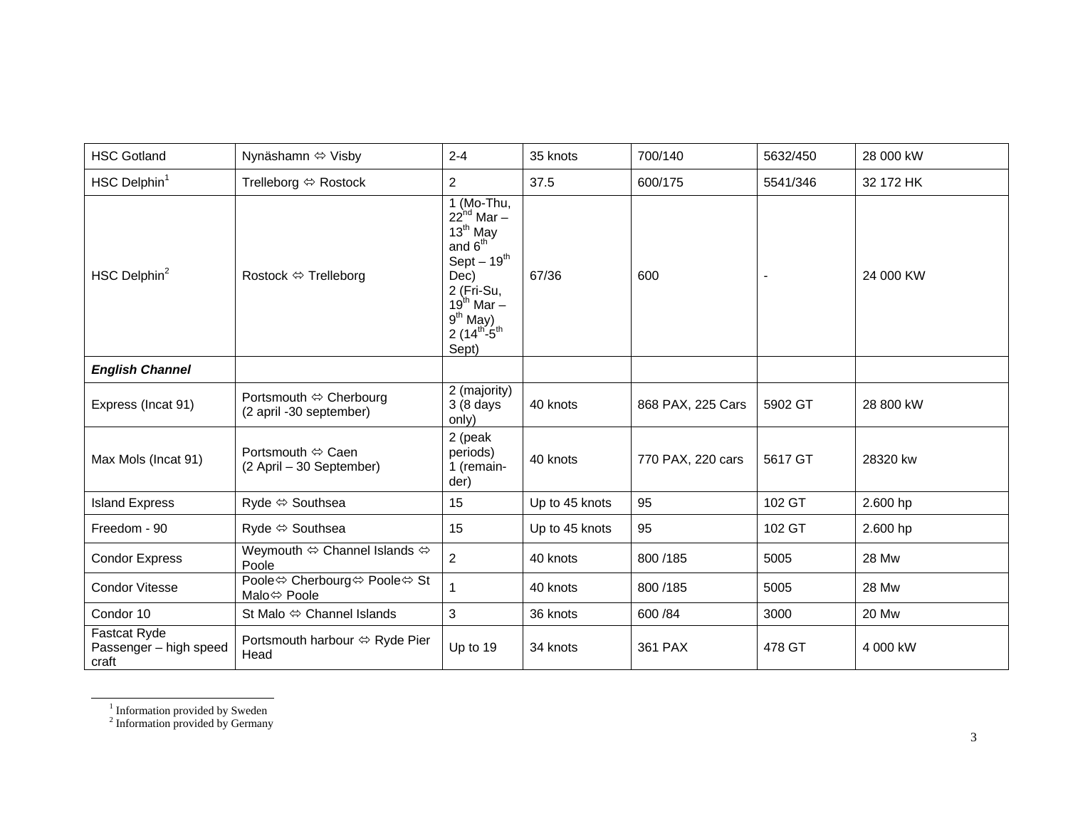| HSC Gotland | Nynäshamn ⇔ Visby | 2-4 | 35 knots | 700/140 | 5632/450 | 28 000 kW |
|---|---|---|---|---|---|---|
| HSC Delphin[1] | Trelleborg ⇔ Rostock | 2 | 37.5 | 600/175 | 5541/346 | 32 172 HK |
| HSC Delphin[2] | Rostock ⇔ Trelleborg | 1 (Mo-Thu, 22nd Mar – 13th May and 6th Sept – 19th Dec) 2 (Fri-Su, 19th Mar – 9th May) 2 (14th-5th Sept) | 67/36 | 600 | - | 24 000 KW |
| ***English Channel*** | | | | | | |
| Express (Incat 91) | Portsmouth ⇔ Cherbourg (2 april -30 september) | 2 (majority) 3 (8 days only) | 40 knots | 868 PAX, 225 Cars | 5902 GT | 28 800 kW |
| Max Mols (Incat 91) | Portsmouth ⇔ Caen (2 April – 30 September) | 2 (peak periods) 1 (remain-der) | 40 knots | 770 PAX, 220 cars | 5617 GT | 28320 kw |
| Island Express | Ryde ⇔ Southsea | 15 | Up to 45 knots | 95 | 102 GT | 2.600 hp |
| Freedom - 90 | Ryde ⇔ Southsea | 15 | Up to 45 knots | 95 | 102 GT | 2.600 hp |
| Condor Express | Weymouth ⇔ Channel Islands ⇔ Poole | 2 | 40 knots | 800 /185 | 5005 | 28 Mw |
| Condor Vitesse | Poole⇔ Cherbourg⇔ Poole⇔ St Malo⇔ Poole | 1 | 40 knots | 800 /185 | 5005 | 28 Mw |
| Condor 10 | St Malo ⇔ Channel Islands | 3 | 36 knots | 600 /84 | 3000 | 20 Mw |
| Fastcat Ryde Passenger – high speed craft | Portsmouth harbour ⇔ Ryde Pier Head | Up to 19 | 34 knots | 361 PAX | 478 GT | 4 000 kW |

[1] Information provided by Sweden

[2] Information provided by Germany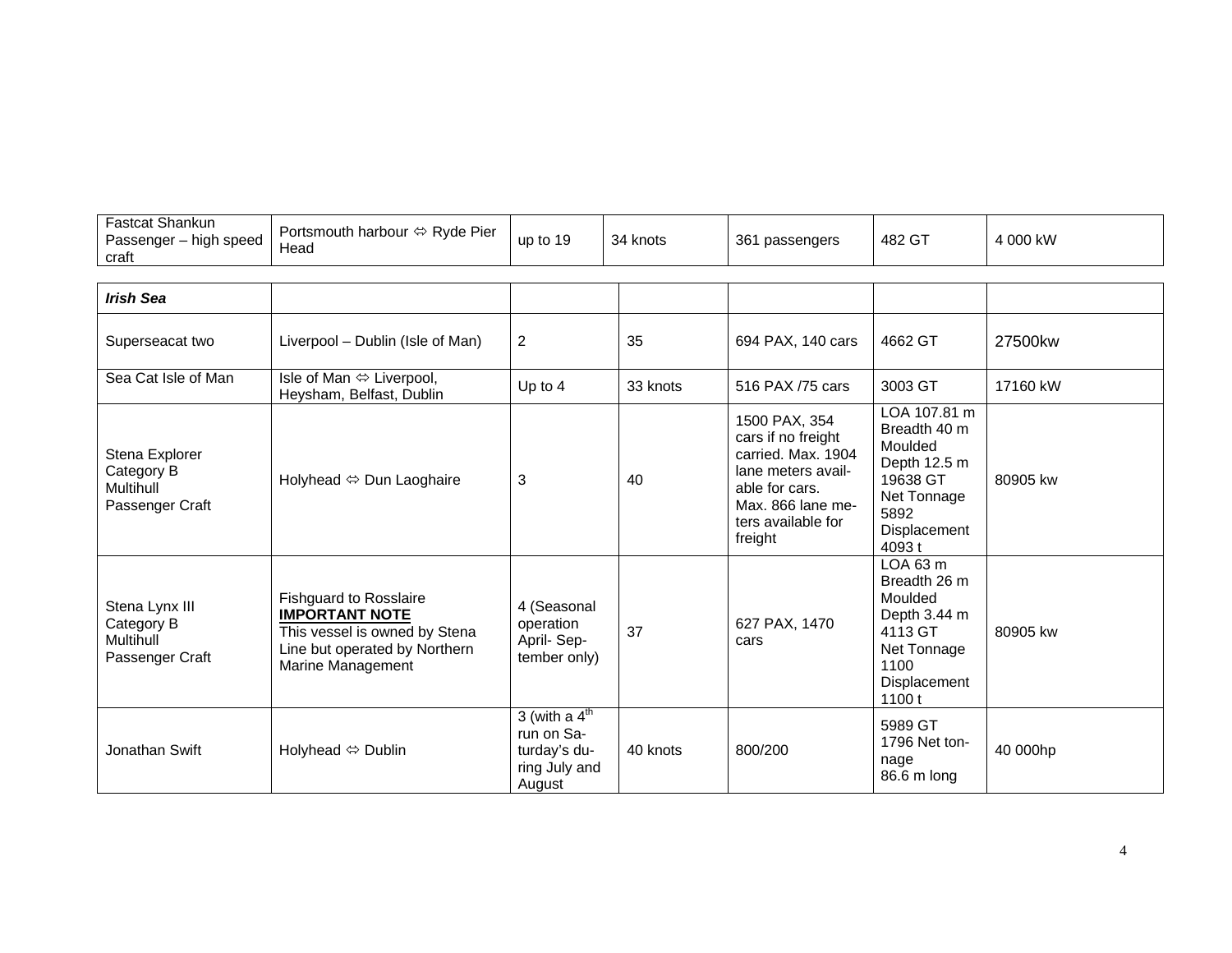| Fastcat Shankun Passenger – high speed craft | Portsmouth harbour ⇔ Ryde Pier Head | up to 19 | 34 knots | 361 passengers | 482 GT | 4 000 kW |
|---|---|---|---|---|---|---|

| ***Irish Sea*** | | | | | | |
|---|---|---|---|---|---|---|
| Superseacat two | Liverpool – Dublin (Isle of Man) | 2 | 35 | 694 PAX, 140 cars | 4662 GT | 27500kw |
| Sea Cat Isle of Man | Isle of Man ⇔ Liverpool, Heysham, Belfast, Dublin | Up to 4 | 33 knots | 516 PAX /75 cars | 3003 GT | 17160 kW |
| Stena Explorer Category B Multihull Passenger Craft | Holyhead ⇔ Dun Laoghaire | 3 | 40 | 1500 PAX, 354 cars if no freight carried. Max. 1904 lane meters available for cars. Max. 866 lane meters available for freight | LOA 107.81 m Breadth 40 m Moulded Depth 12.5 m 19638 GT Net Tonnage 5892 Displacement 4093 t | 80905 kw |
| Stena Lynx III Category B Multihull Passenger Craft | Fishguard to Rosslaire **IMPORTANT NOTE** This vessel is owned by Stena Line but operated by Northern Marine Management | 4 (Seasonal operation April- September only) | 37 | 627 PAX, 1470 cars | LOA 63 m Breadth 26 m Moulded Depth 3.44 m 4113 GT Net Tonnage 1100 Displacement 1100 t | 80905 kw |
| Jonathan Swift | Holyhead ⇔ Dublin | 3 (with a 4th run on Saturday's during July and August | 40 knots | 800/200 | 5989 GT 1796 Net tonnage 86.6 m long | 40 000hp |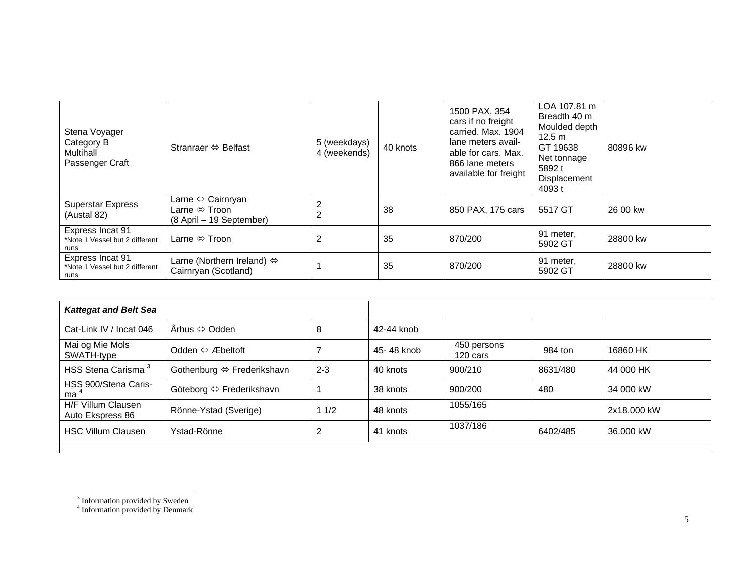| Stena Voyager<br>Category B<br>Multihall<br>Passenger Craft | Stranraer ⇔ Belfast | 5 (weekdays)<br>4 (weekends) | 40 knots | 1500 PAX, 354 cars if no freight carried. Max. 1904 lane meters available for cars. Max. 866 lane meters available for freight | LOA 107.81 m<br>Breadth 40 m<br>Moulded depth 12.5 m<br>GT 19638<br>Net tonnage 5892 t<br>Displacement 4093 t | 80896 kw |
|---|---|---|---|---|---|---|
| Superstar Express (Austal 82) | Larne ⇔ Cairnryan<br>Larne ⇔ Troon<br>(8 April – 19 September) | 2<br>2 | 38 | 850 PAX, 175 cars | 5517 GT | 26 00 kw |
| Express Incat 91<br>*Note 1 Vessel but 2 different runs | Larne ⇔ Troon | 2 | 35 | 870/200 | 91 meter, 5902 GT | 28800 kw |
| Express Incat 91<br>*Note 1 Vessel but 2 different runs | Larne (Northern Ireland) ⇔ Cairnryan (Scotland) | 1 | 35 | 870/200 | 91 meter, 5902 GT | 28800 kw |

| ***Kattegat and Belt Sea*** | | | | | | |
|---|---|---|---|---|---|---|
| Cat-Link IV / Incat 046 | Århus ⇔ Odden | 8 | 42-44 knob | | | |
| Mai og Mie Mols<br>SWATH-type | Odden ⇔ Æbeltoft | 7 | 45- 48 knob | 450 persons<br>120 cars | 984 ton | 16860 HK |
| HSS Stena Carisma [3] | Gothenburg ⇔ Frederikshavn | 2-3 | 40 knots | 900/210 | 8631/480 | 44 000 HK |
| HSS 900/Stena Carisma [4] | Göteborg ⇔ Frederikshavn | 1 | 38 knots | 900/200 | 480 | 34 000 kW |
| H/F Villum Clausen<br>Auto Ekspress 86 | Rönne-Ystad (Sverige) | 1 1/2 | 48 knots | 1055/165 | | 2x18.000 kW |
| HSC Villum Clausen | Ystad-Rönne | 2 | 41 knots | 1037/186 | 6402/485 | 36.000 kW |
| | | | | | | |

[3] Information provided by Sweden

[4] Information provided by Denmark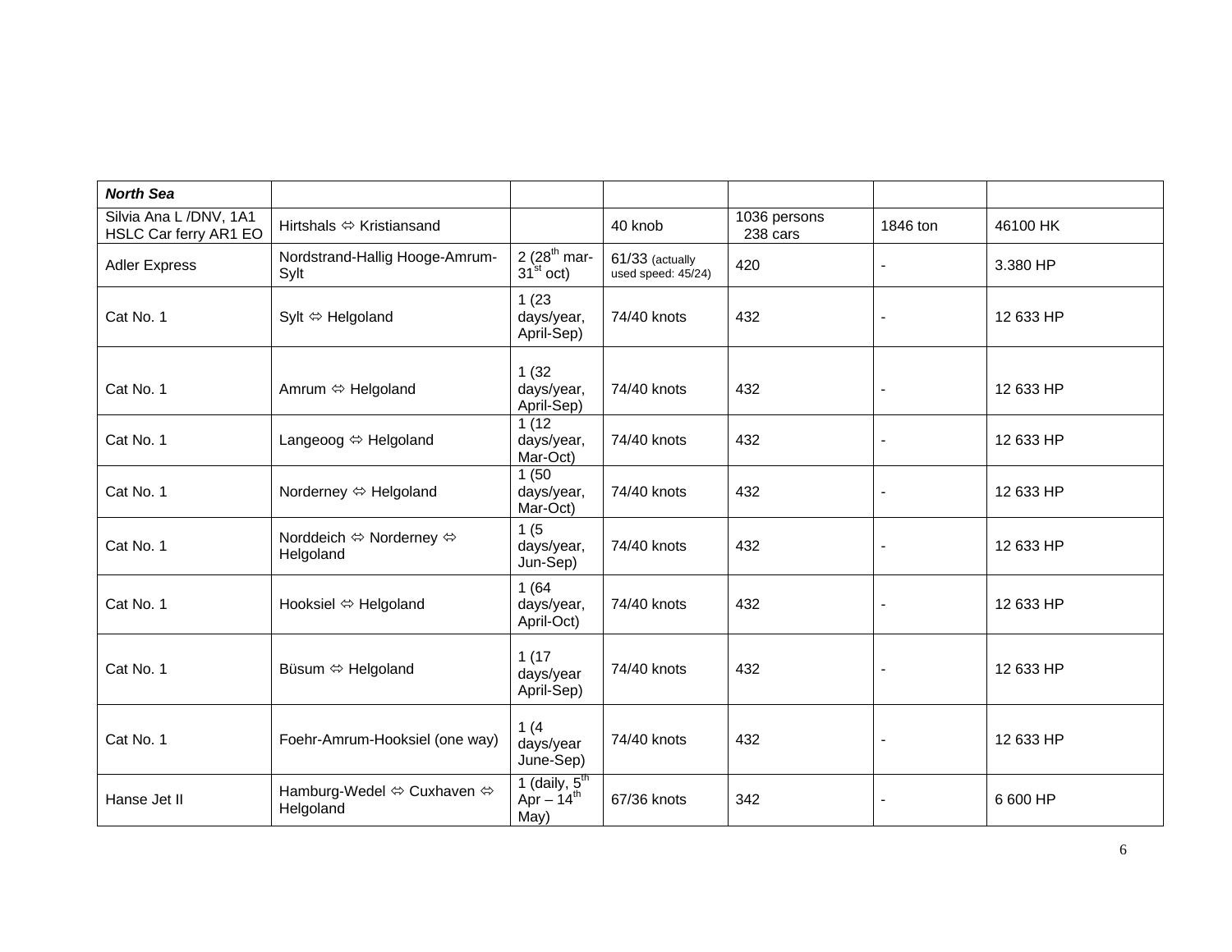| ***North Sea*** | | | | | | |
|---|---|---|---|---|---|---|
| Silvia Ana L /DNV, 1A1 HSLC Car ferry AR1 EO | Hirtshals ⇔ Kristiansand | | 40 knob | 1036 persons 238 cars | 1846 ton | 46100 HK |
| Adler Express | Nordstrand-Hallig Hooge-Amrum-Sylt | 2 (28th mar-31st oct) | 61/33 (actually used speed: 45/24) | 420 | - | 3.380 HP |
| Cat No. 1 | Sylt ⇔ Helgoland | 1 (23 days/year, April-Sep) | 74/40 knots | 432 | - | 12 633 HP |
| Cat No. 1 | Amrum ⇔ Helgoland | 1 (32 days/year, April-Sep) | 74/40 knots | 432 | - | 12 633 HP |
| Cat No. 1 | Langeoog ⇔ Helgoland | 1 (12 days/year, Mar-Oct) | 74/40 knots | 432 | - | 12 633 HP |
| Cat No. 1 | Norderney ⇔ Helgoland | 1 (50 days/year, Mar-Oct) | 74/40 knots | 432 | - | 12 633 HP |
| Cat No. 1 | Norddeich ⇔ Norderney ⇔ Helgoland | 1 (5 days/year, Jun-Sep) | 74/40 knots | 432 | - | 12 633 HP |
| Cat No. 1 | Hooksiel ⇔ Helgoland | 1 (64 days/year, April-Oct) | 74/40 knots | 432 | - | 12 633 HP |
| Cat No. 1 | Büsum ⇔ Helgoland | 1 (17 days/year April-Sep) | 74/40 knots | 432 | - | 12 633 HP |
| Cat No. 1 | Foehr-Amrum-Hooksiel (one way) | 1 (4 days/year June-Sep) | 74/40 knots | 432 | - | 12 633 HP |
| Hanse Jet II | Hamburg-Wedel ⇔ Cuxhaven ⇔ Helgoland | 1 (daily, 5th Apr – 14th May) | 67/36 knots | 342 | - | 6 600 HP |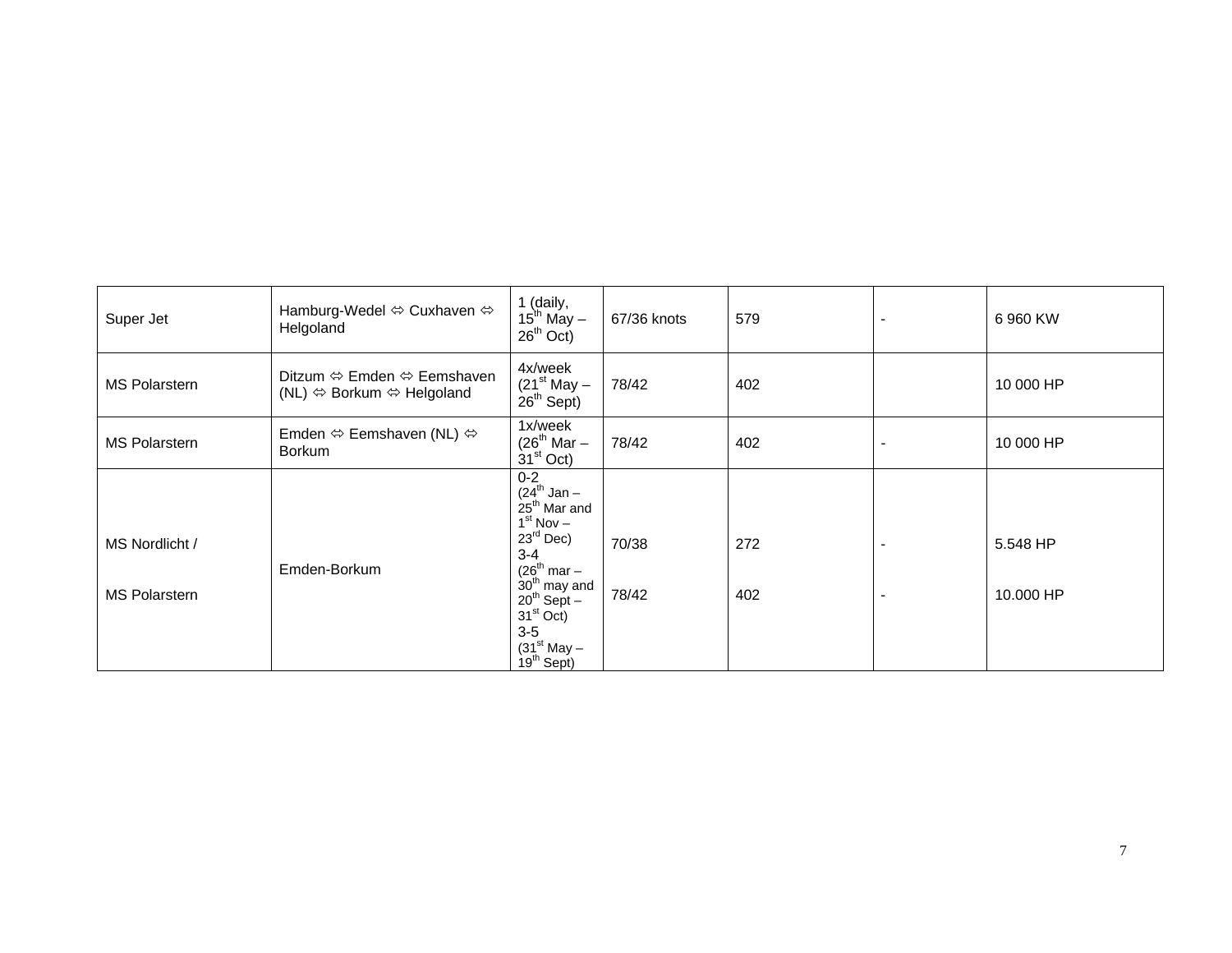| | | | | | | |
|---|---|---|---|---|---|---|
| Super Jet | Hamburg-Wedel ⇔ Cuxhaven ⇔ Helgoland | 1 (daily, 15th May – 26th Oct) | 67/36 knots | 579 | - | 6 960 KW |
| MS Polarstern | Ditzum ⇔ Emden ⇔ Eemshaven (NL) ⇔ Borkum ⇔ Helgoland | 4x/week (21st May – 26th Sept) | 78/42 | 402 | | 10 000 HP |
| MS Polarstern | Emden ⇔ Eemshaven (NL) ⇔ Borkum | 1x/week (26th Mar – 31st Oct) | 78/42 | 402 | - | 10 000 HP |
| MS Nordlicht / MS Polarstern | Emden-Borkum | 0-2 (24th Jan – 25th Mar and 1st Nov – 23rd Dec) 3-4 (26th mar – 30th may and 20th Sept – 31st Oct) 3-5 (31st May – 19th Sept) | 70/38 78/42 | 272 402 | - - | 5.548 HP 10.000 HP |